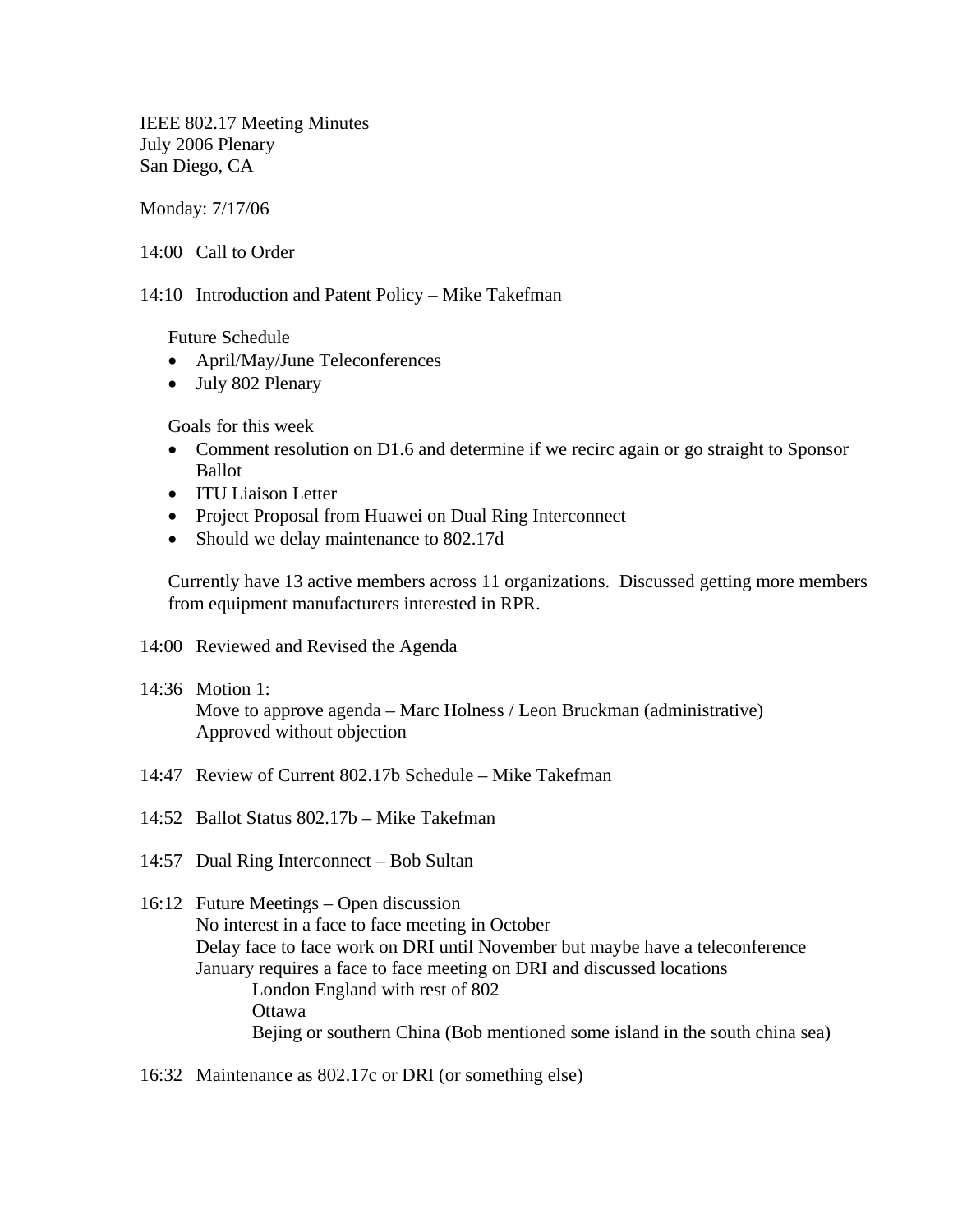IEEE 802.17 Meeting Minutes
July 2006 Plenary
San Diego, CA

Monday: 7/17/06

14:00 Call to Order

14:10 Introduction and Patent Policy – Mike Takefman

Future Schedule

- April/May/June Teleconferences
- July 802 Plenary

Goals for this week

- Comment resolution on D1.6 and determine if we recirc again or go straight to Sponsor Ballot
- ITU Liaison Letter
- Project Proposal from Huawei on Dual Ring Interconnect
- Should we delay maintenance to 802.17d

Currently have 13 active members across 11 organizations. Discussed getting more members from equipment manufacturers interested in RPR.

14:00 Reviewed and Revised the Agenda

14:36 Motion 1:
Move to approve agenda – Marc Holness / Leon Bruckman (administrative)
Approved without objection

14:47 Review of Current 802.17b Schedule – Mike Takefman

14:52 Ballot Status 802.17b – Mike Takefman

14:57 Dual Ring Interconnect – Bob Sultan

16:12 Future Meetings – Open discussion
No interest in a face to face meeting in October
Delay face to face work on DRI until November but maybe have a teleconference
January requires a face to face meeting on DRI and discussed locations

- London England with rest of 802
- Ottawa
- Bejing or southern China (Bob mentioned some island in the south china sea)

16:32 Maintenance as 802.17c or DRI (or something else)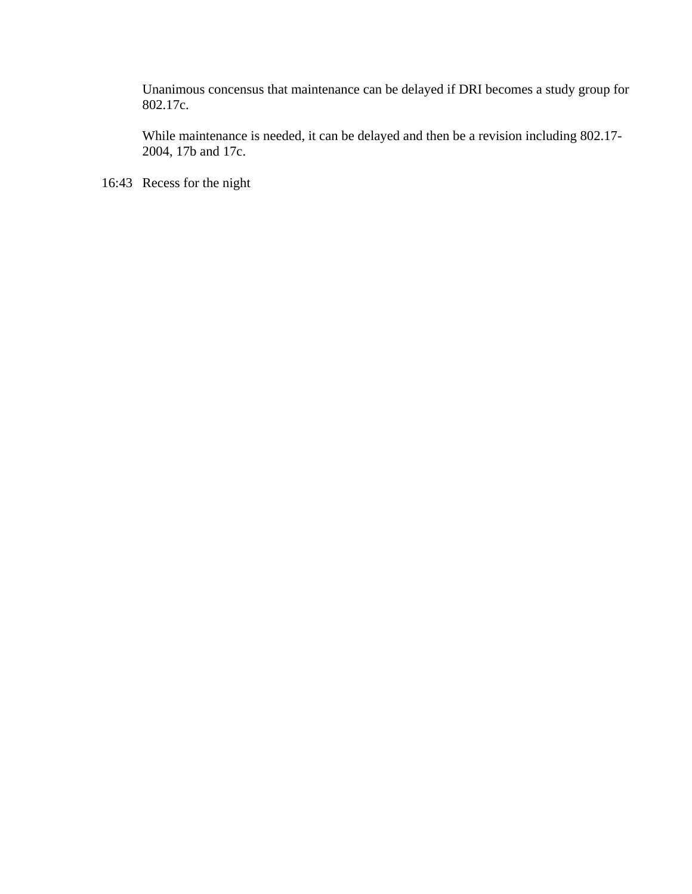Unanimous concensus that maintenance can be delayed if DRI becomes a study group for 802.17c.

While maintenance is needed, it can be delayed and then be a revision including 802.17-2004, 17b and 17c.

16:43 Recess for the night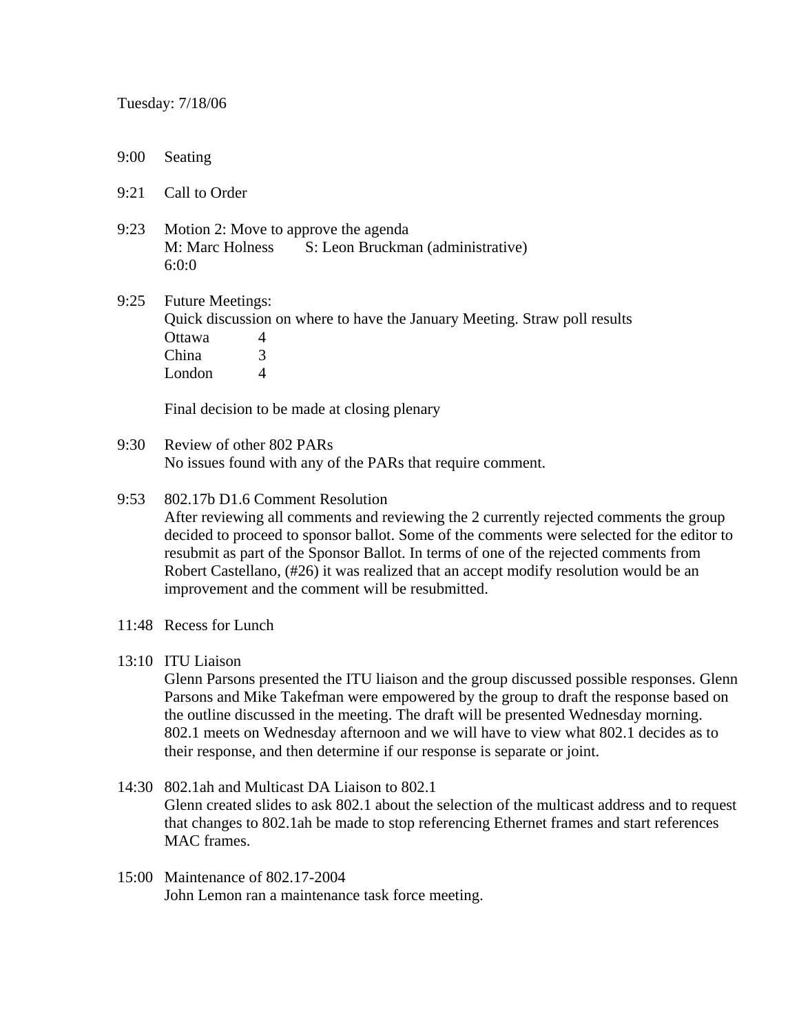Tuesday: 7/18/06

9:00 Seating

9:21 Call to Order

9:23 Motion 2: Move to approve the agenda
M: Marc Holness S: Leon Bruckman (administrative)
6:0:0

9:25 Future Meetings:
Quick discussion on where to have the January Meeting. Straw poll results

| | |
|---|---|
| Ottawa | 4 |
| China | 3 |
| London | 4 |

Final decision to be made at closing plenary

9:30 Review of other 802 PARs
No issues found with any of the PARs that require comment.

9:53 802.17b D1.6 Comment Resolution
After reviewing all comments and reviewing the 2 currently rejected comments the group decided to proceed to sponsor ballot. Some of the comments were selected for the editor to resubmit as part of the Sponsor Ballot. In terms of one of the rejected comments from Robert Castellano, (#26) it was realized that an accept modify resolution would be an improvement and the comment will be resubmitted.

11:48 Recess for Lunch

13:10 ITU Liaison
Glenn Parsons presented the ITU liaison and the group discussed possible responses. Glenn Parsons and Mike Takefman were empowered by the group to draft the response based on the outline discussed in the meeting. The draft will be presented Wednesday morning. 802.1 meets on Wednesday afternoon and we will have to view what 802.1 decides as to their response, and then determine if our response is separate or joint.

14:30 802.1ah and Multicast DA Liaison to 802.1
Glenn created slides to ask 802.1 about the selection of the multicast address and to request that changes to 802.1ah be made to stop referencing Ethernet frames and start references MAC frames.

15:00 Maintenance of 802.17-2004
John Lemon ran a maintenance task force meeting.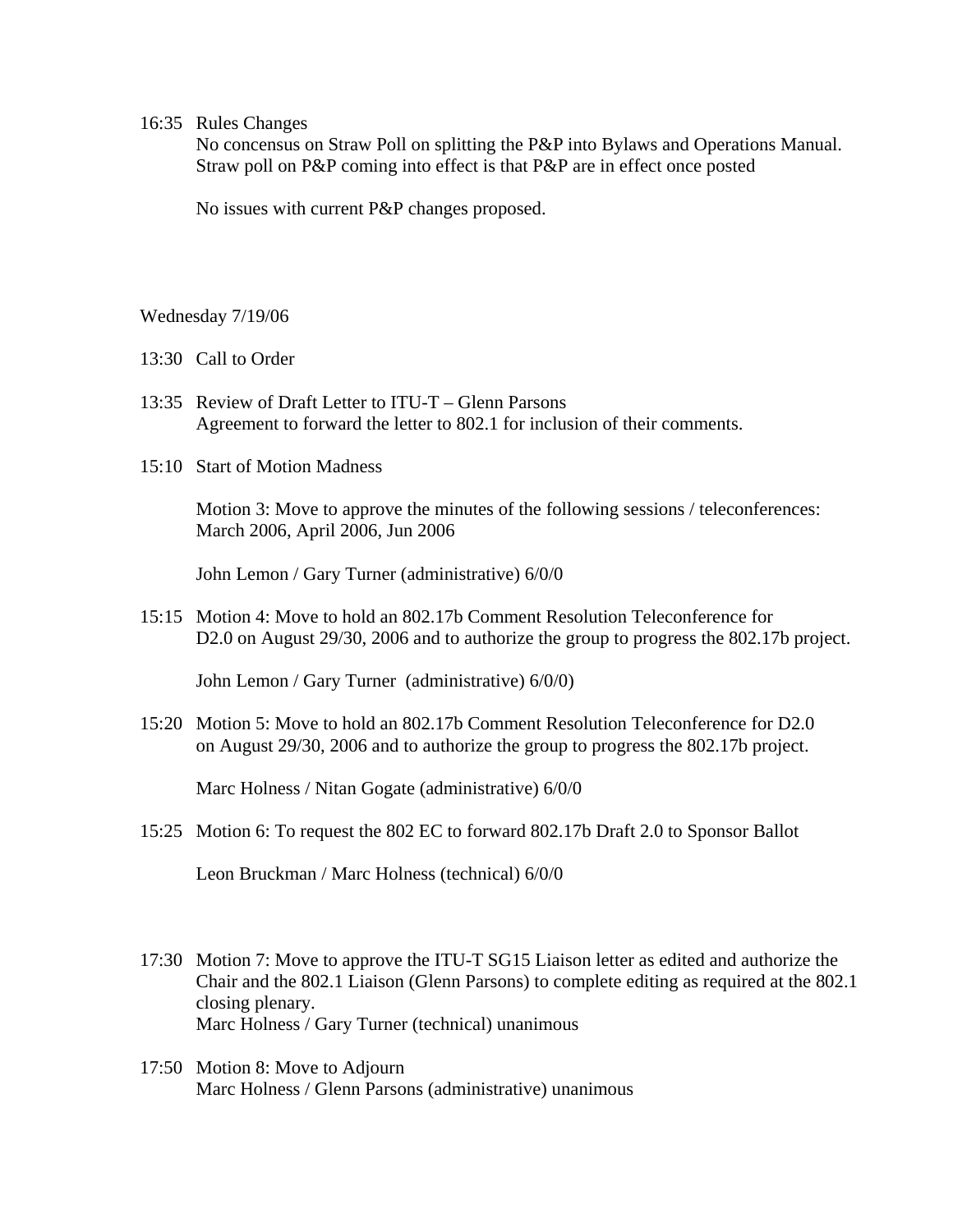16:35 Rules Changes

No concensus on Straw Poll on splitting the P&P into Bylaws and Operations Manual. Straw poll on P&P coming into effect is that P&P are in effect once posted

No issues with current P&P changes proposed.

Wednesday 7/19/06

13:30 Call to Order

13:35 Review of Draft Letter to ITU-T – Glenn Parsons
Agreement to forward the letter to 802.1 for inclusion of their comments.

15:10 Start of Motion Madness

Motion 3: Move to approve the minutes of the following sessions / teleconferences: March 2006, April 2006, Jun 2006

John Lemon / Gary Turner (administrative) 6/0/0

15:15 Motion 4: Move to hold an 802.17b Comment Resolution Teleconference for D2.0 on August 29/30, 2006 and to authorize the group to progress the 802.17b project.

John Lemon / Gary Turner (administrative) 6/0/0)

15:20 Motion 5: Move to hold an 802.17b Comment Resolution Teleconference for D2.0 on August 29/30, 2006 and to authorize the group to progress the 802.17b project.

Marc Holness / Nitan Gogate (administrative) 6/0/0

15:25 Motion 6: To request the 802 EC to forward 802.17b Draft 2.0 to Sponsor Ballot

Leon Bruckman / Marc Holness (technical) 6/0/0

17:30 Motion 7: Move to approve the ITU-T SG15 Liaison letter as edited and authorize the Chair and the 802.1 Liaison (Glenn Parsons) to complete editing as required at the 802.1 closing plenary.
Marc Holness / Gary Turner (technical) unanimous

17:50 Motion 8: Move to Adjourn
Marc Holness / Glenn Parsons (administrative) unanimous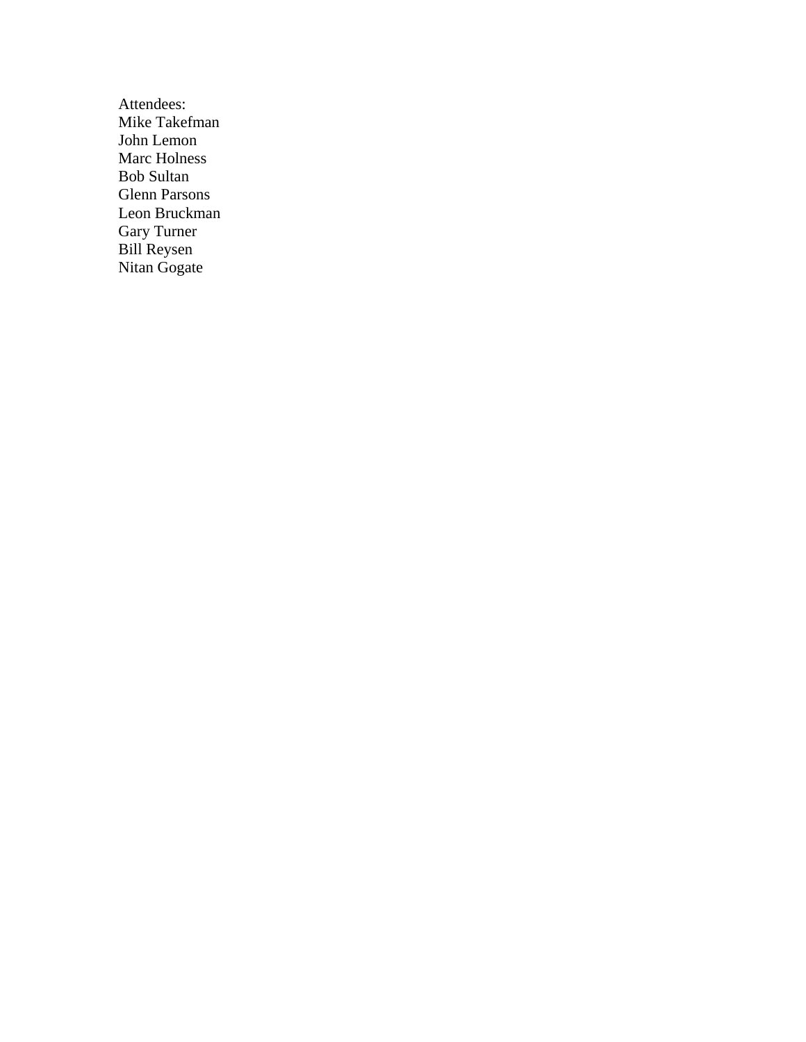Attendees:
Mike Takefman
John Lemon
Marc Holness
Bob Sultan
Glenn Parsons
Leon Bruckman
Gary Turner
Bill Reysen
Nitan Gogate